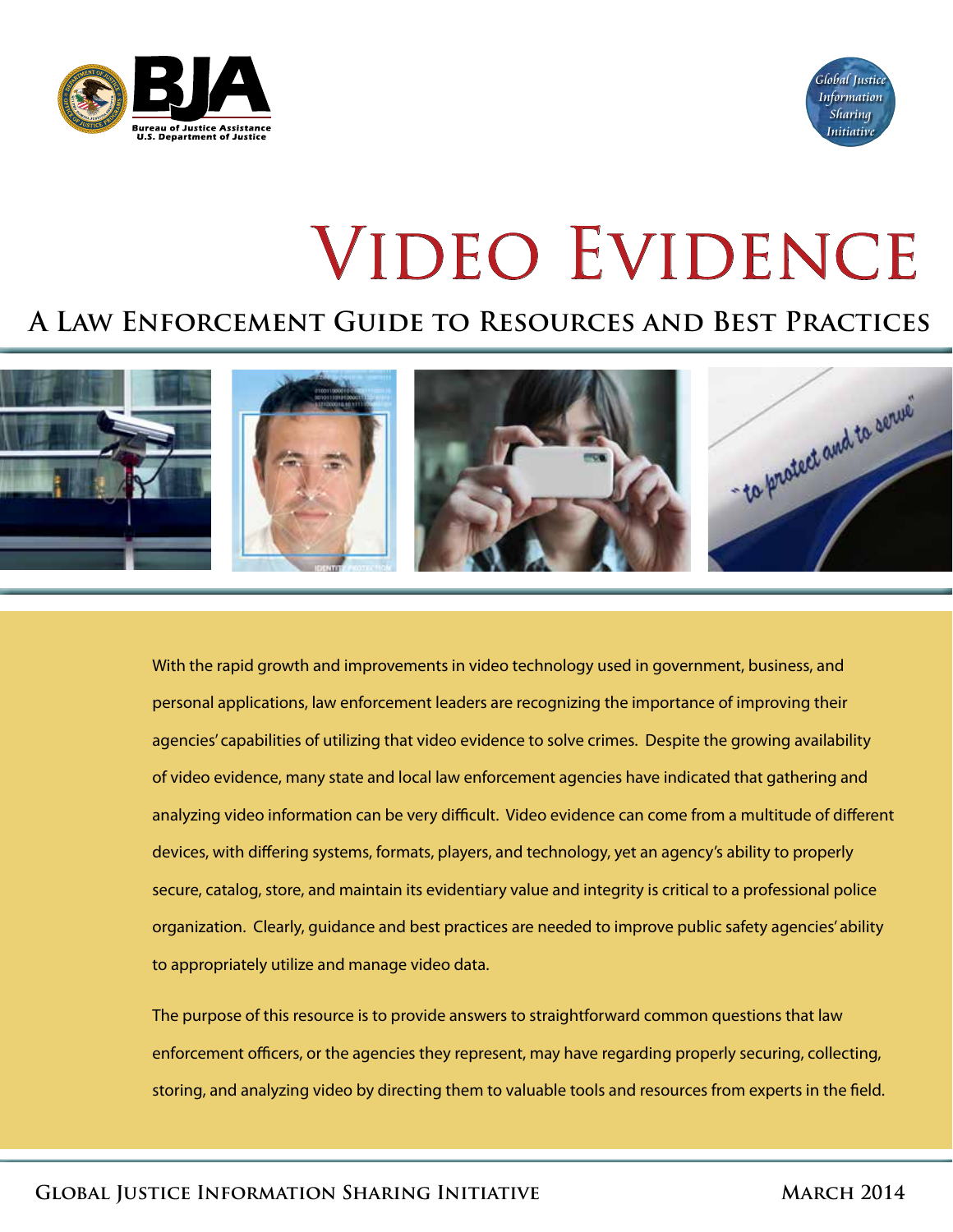# Video Evidence

## A Law Enforcement Guide to Resources and Best Practices

With the rapid growth and improvements in video technology used in government, business, and personal applications, law enforcement leaders are recognizing the importance of improving their agencies' capabilities of utilizing that video evidence to solve crimes. Despite the growing availability of video evidence, many state and local law enforcement agencies have indicated that gathering and analyzing video information can be very difficult. Video evidence can come from a multitude of different devices, with differing systems, formats, players, and technology, yet an agency's ability to properly secure, catalog, store, and maintain its evidentiary value and integrity is critical to a professional police organization. Clearly, guidance and best practices are needed to improve public safety agencies' ability to appropriately utilize and manage video data.

The purpose of this resource is to provide answers to straightforward common questions that law enforcement officers, or the agencies they represent, may have regarding properly securing, collecting, storing, and analyzing video by directing them to valuable tools and resources from experts in the field.

**Global Justice Information Sharing Initiative** — **March 2014**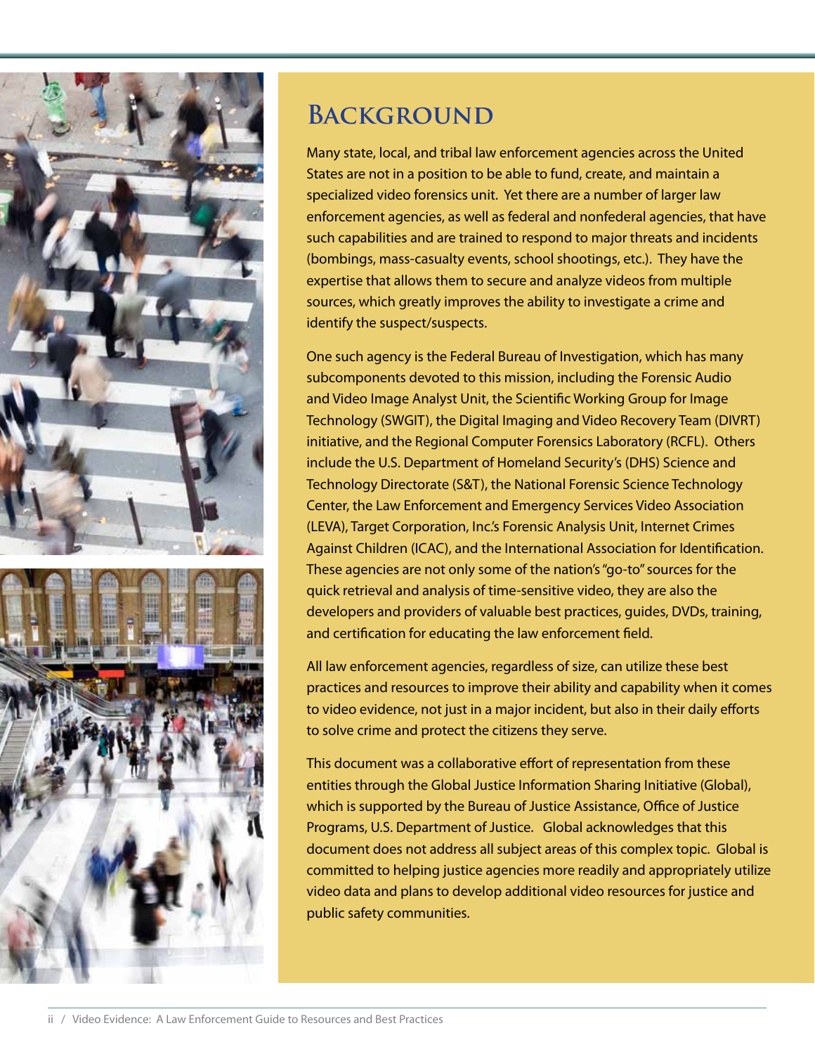# Background

Many state, local, and tribal law enforcement agencies across the United States are not in a position to be able to fund, create, and maintain a specialized video forensics unit. Yet there are a number of larger law enforcement agencies, as well as federal and nonfederal agencies, that have such capabilities and are trained to respond to major threats and incidents (bombings, mass-casualty events, school shootings, etc.). They have the expertise that allows them to secure and analyze videos from multiple sources, which greatly improves the ability to investigate a crime and identify the suspect/suspects.

One such agency is the Federal Bureau of Investigation, which has many subcomponents devoted to this mission, including the Forensic Audio and Video Image Analyst Unit, the Scientific Working Group for Image Technology (SWGIT), the Digital Imaging and Video Recovery Team (DIVRT) initiative, and the Regional Computer Forensics Laboratory (RCFL). Others include the U.S. Department of Homeland Security's (DHS) Science and Technology Directorate (S&T), the National Forensic Science Technology Center, the Law Enforcement and Emergency Services Video Association (LEVA), Target Corporation, Inc.'s Forensic Analysis Unit, Internet Crimes Against Children (ICAC), and the International Association for Identification. These agencies are not only some of the nation's "go-to" sources for the quick retrieval and analysis of time-sensitive video, they are also the developers and providers of valuable best practices, guides, DVDs, training, and certification for educating the law enforcement field.

All law enforcement agencies, regardless of size, can utilize these best practices and resources to improve their ability and capability when it comes to video evidence, not just in a major incident, but also in their daily efforts to solve crime and protect the citizens they serve.

This document was a collaborative effort of representation from these entities through the Global Justice Information Sharing Initiative (Global), which is supported by the Bureau of Justice Assistance, Office of Justice Programs, U.S. Department of Justice. Global acknowledges that this document does not address all subject areas of this complex topic. Global is committed to helping justice agencies more readily and appropriately utilize video data and plans to develop additional video resources for justice and public safety communities.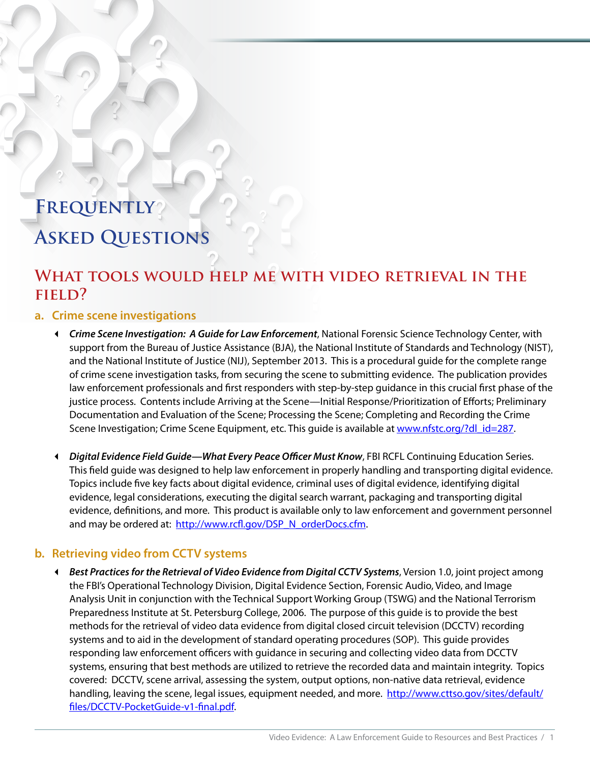# Frequently Asked Questions

## What tools would help me with video retrieval in the field?

### a. Crime scene investigations

- ***Crime Scene Investigation: A Guide for Law Enforcement***, National Forensic Science Technology Center, with support from the Bureau of Justice Assistance (BJA), the National Institute of Standards and Technology (NIST), and the National Institute of Justice (NIJ), September 2013. This is a procedural guide for the complete range of crime scene investigation tasks, from securing the scene to submitting evidence. The publication provides law enforcement professionals and first responders with step-by-step guidance in this crucial first phase of the justice process. Contents include Arriving at the Scene—Initial Response/Prioritization of Efforts; Preliminary Documentation and Evaluation of the Scene; Processing the Scene; Completing and Recording the Crime Scene Investigation; Crime Scene Equipment, etc. This guide is available at www.nfstc.org/?dl_id=287.

- ***Digital Evidence Field Guide—What Every Peace Officer Must Know***, FBI RCFL Continuing Education Series. This field guide was designed to help law enforcement in properly handling and transporting digital evidence. Topics include five key facts about digital evidence, criminal uses of digital evidence, identifying digital evidence, legal considerations, executing the digital search warrant, packaging and transporting digital evidence, definitions, and more. This product is available only to law enforcement and government personnel and may be ordered at: http://www.rcfl.gov/DSP_N_orderDocs.cfm.

### b. Retrieving video from CCTV systems

- ***Best Practices for the Retrieval of Video Evidence from Digital CCTV Systems***, Version 1.0, joint project among the FBI's Operational Technology Division, Digital Evidence Section, Forensic Audio, Video, and Image Analysis Unit in conjunction with the Technical Support Working Group (TSWG) and the National Terrorism Preparedness Institute at St. Petersburg College, 2006. The purpose of this guide is to provide the best methods for the retrieval of video data evidence from digital closed circuit television (DCCTV) recording systems and to aid in the development of standard operating procedures (SOP). This guide provides responding law enforcement officers with guidance in securing and collecting video data from DCCTV systems, ensuring that best methods are utilized to retrieve the recorded data and maintain integrity. Topics covered: DCCTV, scene arrival, assessing the system, output options, non-native data retrieval, evidence handling, leaving the scene, legal issues, equipment needed, and more. http://www.cttso.gov/sites/default/files/DCCTV-PocketGuide-v1-final.pdf.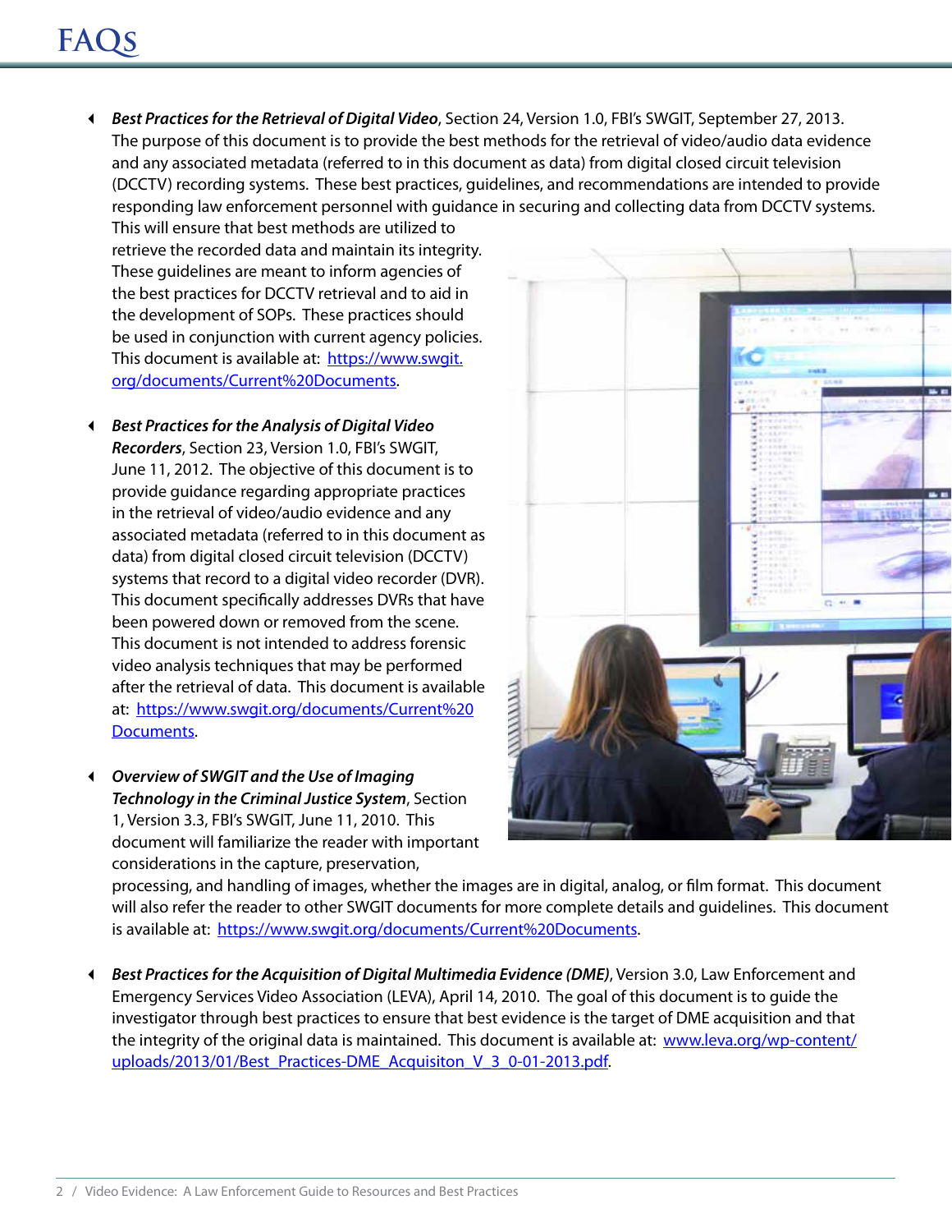# FAQs

- ***Best Practices for the Retrieval of Digital Video***, Section 24, Version 1.0, FBI's SWGIT, September 27, 2013. The purpose of this document is to provide the best methods for the retrieval of video/audio data evidence and any associated metadata (referred to in this document as data) from digital closed circuit television (DCCTV) recording systems. These best practices, guidelines, and recommendations are intended to provide responding law enforcement personnel with guidance in securing and collecting data from DCCTV systems. This will ensure that best methods are utilized to retrieve the recorded data and maintain its integrity. These guidelines are meant to inform agencies of the best practices for DCCTV retrieval and to aid in the development of SOPs. These practices should be used in conjunction with current agency policies. This document is available at: [https://www.swgit.org/documents/Current%20Documents](https://www.swgit.org/documents/Current%20Documents).

- ***Best Practices for the Analysis of Digital Video Recorders***, Section 23, Version 1.0, FBI's SWGIT, June 11, 2012. The objective of this document is to provide guidance regarding appropriate practices in the retrieval of video/audio evidence and any associated metadata (referred to in this document as data) from digital closed circuit television (DCCTV) systems that record to a digital video recorder (DVR). This document specifically addresses DVRs that have been powered down or removed from the scene. This document is not intended to address forensic video analysis techniques that may be performed after the retrieval of data. This document is available at: [https://www.swgit.org/documents/Current%20Documents](https://www.swgit.org/documents/Current%20Documents).

- ***Overview of SWGIT and the Use of Imaging Technology in the Criminal Justice System***, Section 1, Version 3.3, FBI's SWGIT, June 11, 2010. This document will familiarize the reader with important considerations in the capture, preservation, processing, and handling of images, whether the images are in digital, analog, or film format. This document will also refer the reader to other SWGIT documents for more complete details and guidelines. This document is available at: [https://www.swgit.org/documents/Current%20Documents](https://www.swgit.org/documents/Current%20Documents).

- ***Best Practices for the Acquisition of Digital Multimedia Evidence (DME)***, Version 3.0, Law Enforcement and Emergency Services Video Association (LEVA), April 14, 2010. The goal of this document is to guide the investigator through best practices to ensure that best evidence is the target of DME acquisition and that the integrity of the original data is maintained. This document is available at: [www.leva.org/wp-content/uploads/2013/01/Best_Practices-DME_Acquisiton_V_3_0-01-2013.pdf](www.leva.org/wp-content/uploads/2013/01/Best_Practices-DME_Acquisiton_V_3_0-01-2013.pdf).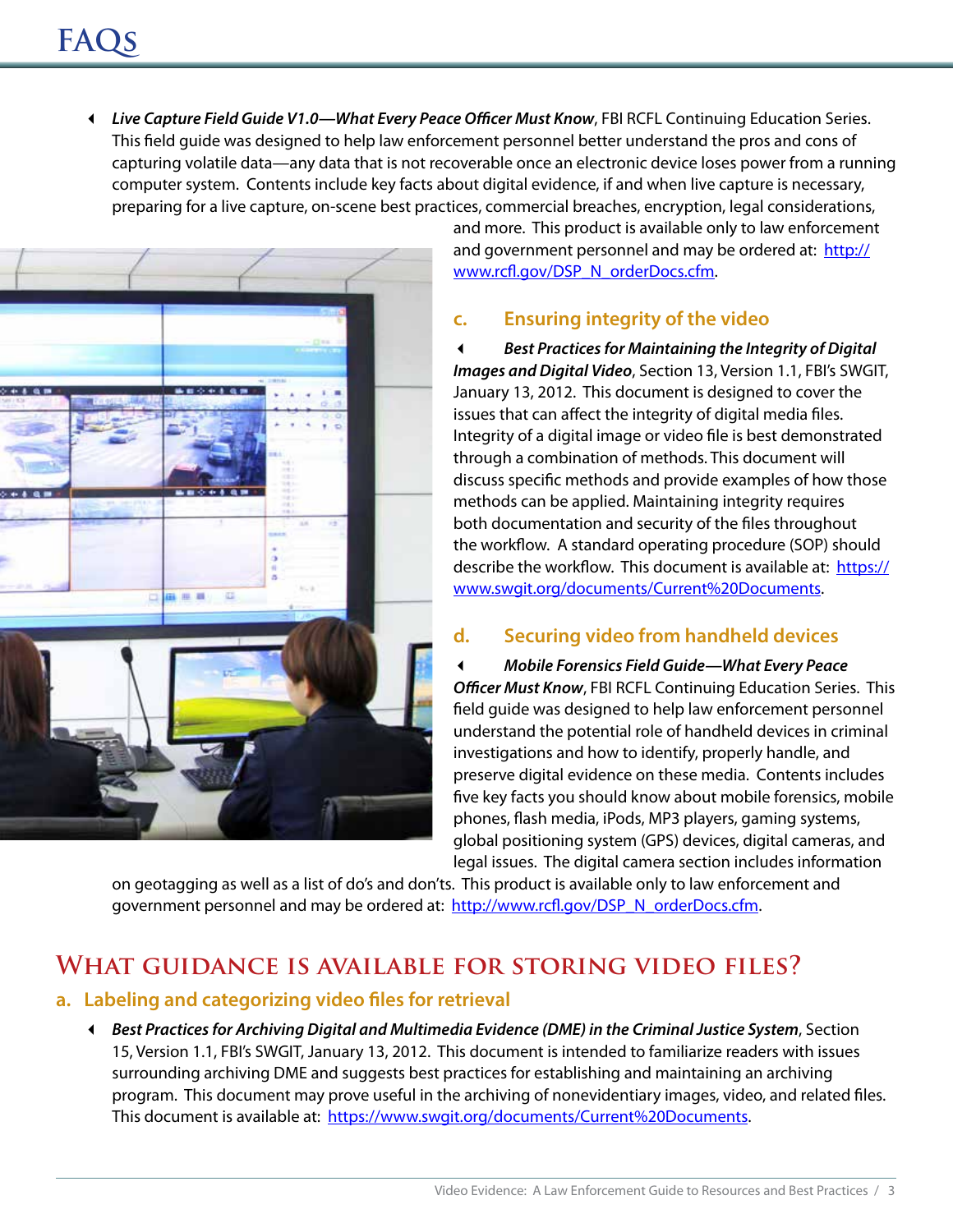# FAQs

- ***Live Capture Field Guide V1.0—What Every Peace Officer Must Know***, FBI RCFL Continuing Education Series. This field guide was designed to help law enforcement personnel better understand the pros and cons of capturing volatile data—any data that is not recoverable once an electronic device loses power from a running computer system. Contents include key facts about digital evidence, if and when live capture is necessary, preparing for a live capture, on-scene best practices, commercial breaches, encryption, legal considerations, and more. This product is available only to law enforcement and government personnel and may be ordered at: http://www.rcfl.gov/DSP_N_orderDocs.cfm.

### c. Ensuring integrity of the video

- ***Best Practices for Maintaining the Integrity of Digital Images and Digital Video***, Section 13, Version 1.1, FBI's SWGIT, January 13, 2012. This document is designed to cover the issues that can affect the integrity of digital media files. Integrity of a digital image or video file is best demonstrated through a combination of methods. This document will discuss specific methods and provide examples of how those methods can be applied. Maintaining integrity requires both documentation and security of the files throughout the workflow. A standard operating procedure (SOP) should describe the workflow. This document is available at: https://www.swgit.org/documents/Current%20Documents.

### d. Securing video from handheld devices

- ***Mobile Forensics Field Guide—What Every Peace Officer Must Know***, FBI RCFL Continuing Education Series. This field guide was designed to help law enforcement personnel understand the potential role of handheld devices in criminal investigations and how to identify, properly handle, and preserve digital evidence on these media. Contents includes five key facts you should know about mobile forensics, mobile phones, flash media, iPods, MP3 players, gaming systems, global positioning system (GPS) devices, digital cameras, and legal issues. The digital camera section includes information on geotagging as well as a list of do's and don'ts. This product is available only to law enforcement and government personnel and may be ordered at: http://www.rcfl.gov/DSP_N_orderDocs.cfm.

## What guidance is available for storing video files?

### a. Labeling and categorizing video files for retrieval

- ***Best Practices for Archiving Digital and Multimedia Evidence (DME) in the Criminal Justice System***, Section 15, Version 1.1, FBI's SWGIT, January 13, 2012. This document is intended to familiarize readers with issues surrounding archiving DME and suggests best practices for establishing and maintaining an archiving program. This document may prove useful in the archiving of nonevidentiary images, video, and related files. This document is available at: https://www.swgit.org/documents/Current%20Documents.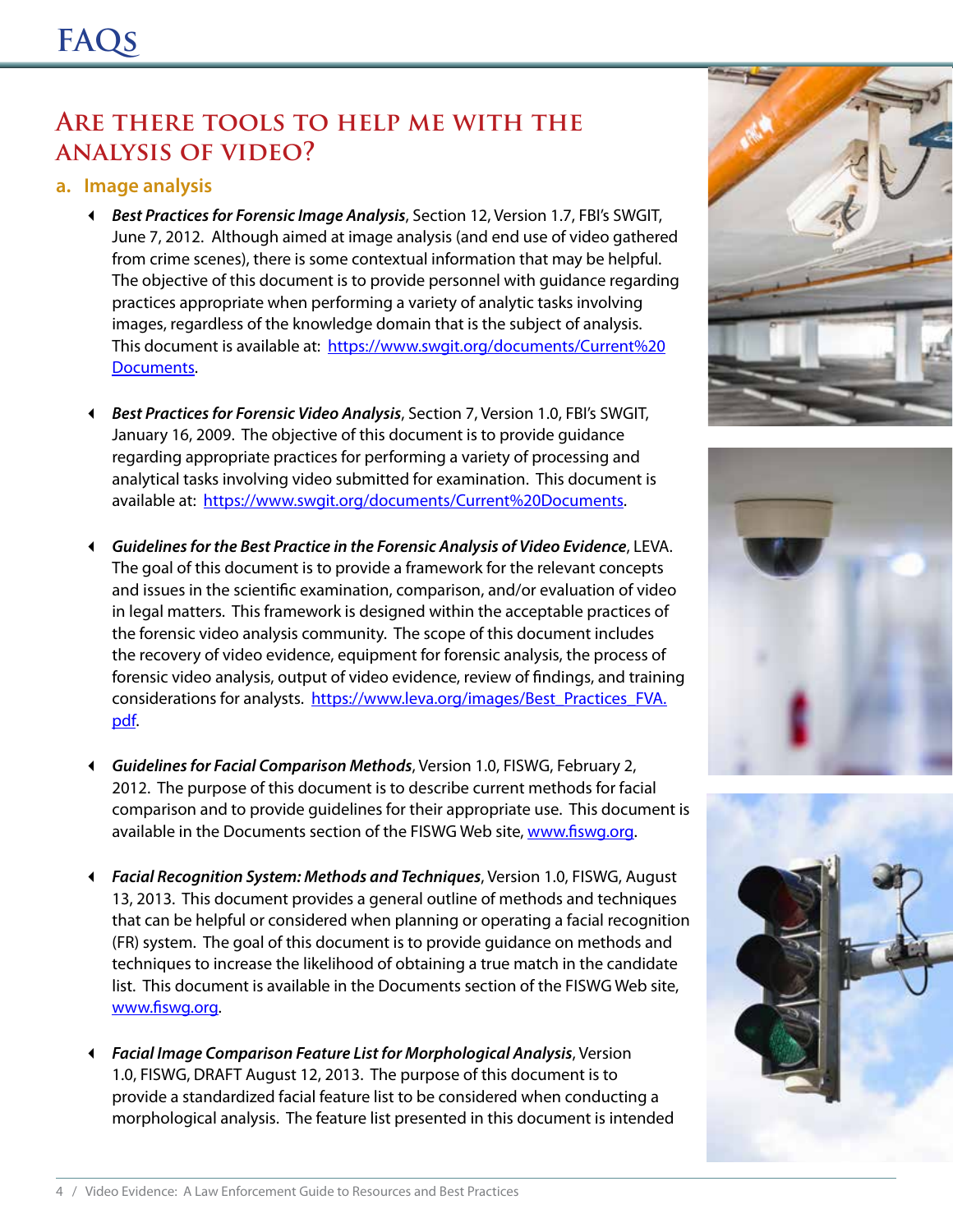# FAQs

## Are there tools to help me with the analysis of video?

### a. Image analysis

- ***Best Practices for Forensic Image Analysis***, Section 12, Version 1.7, FBI's SWGIT, June 7, 2012. Although aimed at image analysis (and end use of video gathered from crime scenes), there is some contextual information that may be helpful. The objective of this document is to provide personnel with guidance regarding practices appropriate when performing a variety of analytic tasks involving images, regardless of the knowledge domain that is the subject of analysis. This document is available at: https://www.swgit.org/documents/Current%20Documents.

- ***Best Practices for Forensic Video Analysis***, Section 7, Version 1.0, FBI's SWGIT, January 16, 2009. The objective of this document is to provide guidance regarding appropriate practices for performing a variety of processing and analytical tasks involving video submitted for examination. This document is available at: https://www.swgit.org/documents/Current%20Documents.

- ***Guidelines for the Best Practice in the Forensic Analysis of Video Evidence***, LEVA. The goal of this document is to provide a framework for the relevant concepts and issues in the scientific examination, comparison, and/or evaluation of video in legal matters. This framework is designed within the acceptable practices of the forensic video analysis community. The scope of this document includes the recovery of video evidence, equipment for forensic analysis, the process of forensic video analysis, output of video evidence, review of findings, and training considerations for analysts. https://www.leva.org/images/Best_Practices_FVA.pdf.

- ***Guidelines for Facial Comparison Methods***, Version 1.0, FISWG, February 2, 2012. The purpose of this document is to describe current methods for facial comparison and to provide guidelines for their appropriate use. This document is available in the Documents section of the FISWG Web site, www.fiswg.org.

- ***Facial Recognition System: Methods and Techniques***, Version 1.0, FISWG, August 13, 2013. This document provides a general outline of methods and techniques that can be helpful or considered when planning or operating a facial recognition (FR) system. The goal of this document is to provide guidance on methods and techniques to increase the likelihood of obtaining a true match in the candidate list. This document is available in the Documents section of the FISWG Web site, www.fiswg.org.

- ***Facial Image Comparison Feature List for Morphological Analysis***, Version 1.0, FISWG, DRAFT August 12, 2013. The purpose of this document is to provide a standardized facial feature list to be considered when conducting a morphological analysis. The feature list presented in this document is intended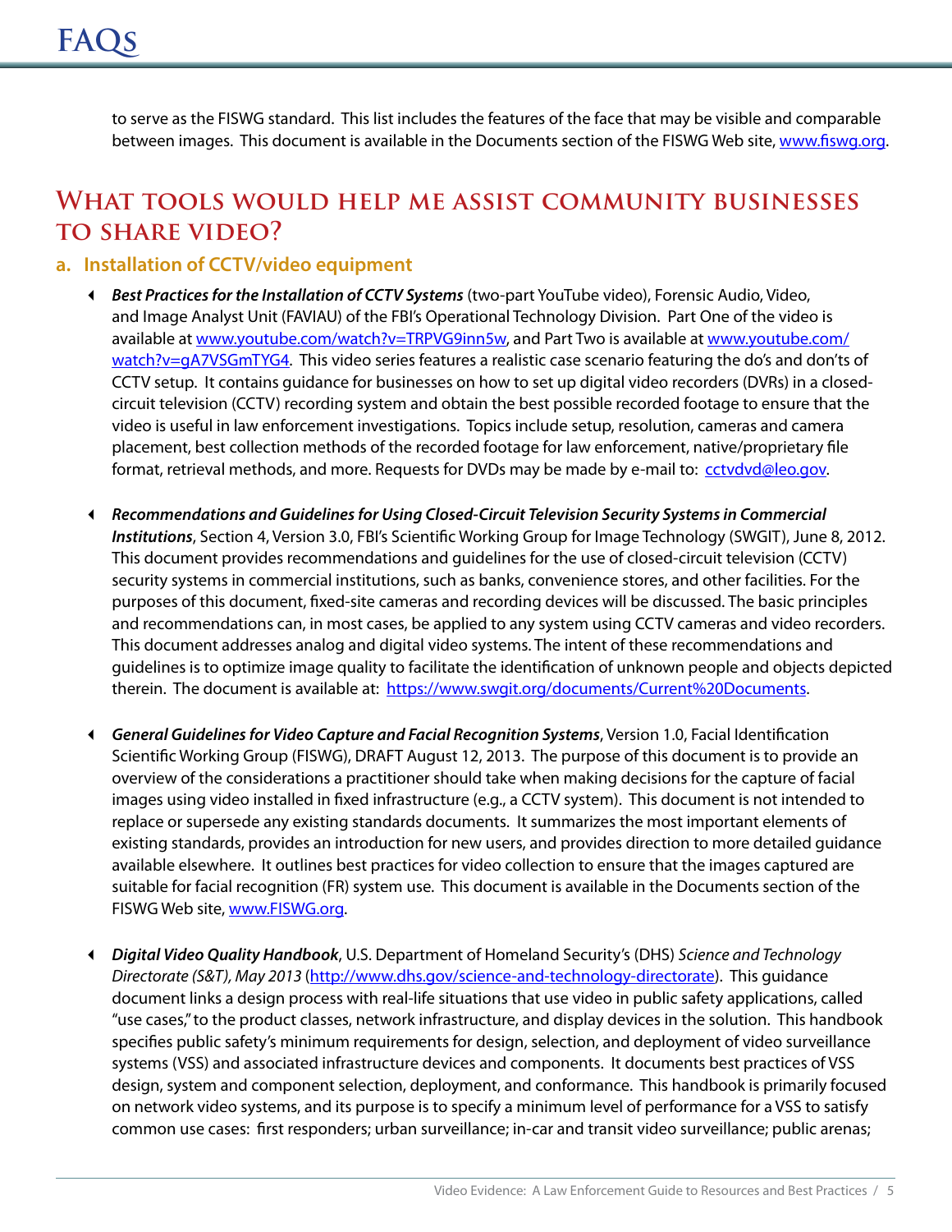to serve as the FISWG standard. This list includes the features of the face that may be visible and comparable between images. This document is available in the Documents section of the FISWG Web site, www.fiswg.org.

## What tools would help me assist community businesses to share video?

### a. Installation of CCTV/video equipment

- ***Best Practices for the Installation of CCTV Systems*** (two-part YouTube video), Forensic Audio, Video, and Image Analyst Unit (FAVIAU) of the FBI's Operational Technology Division. Part One of the video is available at www.youtube.com/watch?v=TRPVG9inn5w, and Part Two is available at www.youtube.com/watch?v=gA7VSGmTYG4. This video series features a realistic case scenario featuring the do's and don'ts of CCTV setup. It contains guidance for businesses on how to set up digital video recorders (DVRs) in a closed-circuit television (CCTV) recording system and obtain the best possible recorded footage to ensure that the video is useful in law enforcement investigations. Topics include setup, resolution, cameras and camera placement, best collection methods of the recorded footage for law enforcement, native/proprietary file format, retrieval methods, and more. Requests for DVDs may be made by e-mail to: cctvdvd@leo.gov.

- ***Recommendations and Guidelines for Using Closed-Circuit Television Security Systems in Commercial Institutions***, Section 4, Version 3.0, FBI's Scientific Working Group for Image Technology (SWGIT), June 8, 2012. This document provides recommendations and guidelines for the use of closed-circuit television (CCTV) security systems in commercial institutions, such as banks, convenience stores, and other facilities. For the purposes of this document, fixed-site cameras and recording devices will be discussed. The basic principles and recommendations can, in most cases, be applied to any system using CCTV cameras and video recorders. This document addresses analog and digital video systems. The intent of these recommendations and guidelines is to optimize image quality to facilitate the identification of unknown people and objects depicted therein. The document is available at: https://www.swgit.org/documents/Current%20Documents.

- ***General Guidelines for Video Capture and Facial Recognition Systems***, Version 1.0, Facial Identification Scientific Working Group (FISWG), DRAFT August 12, 2013. The purpose of this document is to provide an overview of the considerations a practitioner should take when making decisions for the capture of facial images using video installed in fixed infrastructure (e.g., a CCTV system). This document is not intended to replace or supersede any existing standards documents. It summarizes the most important elements of existing standards, provides an introduction for new users, and provides direction to more detailed guidance available elsewhere. It outlines best practices for video collection to ensure that the images captured are suitable for facial recognition (FR) system use. This document is available in the Documents section of the FISWG Web site, www.FISWG.org.

- ***Digital Video Quality Handbook***, U.S. Department of Homeland Security's (DHS) *Science and Technology Directorate (S&T), May 2013* (http://www.dhs.gov/science-and-technology-directorate). This guidance document links a design process with real-life situations that use video in public safety applications, called "use cases," to the product classes, network infrastructure, and display devices in the solution. This handbook specifies public safety's minimum requirements for design, selection, and deployment of video surveillance systems (VSS) and associated infrastructure devices and components. It documents best practices of VSS design, system and component selection, deployment, and conformance. This handbook is primarily focused on network video systems, and its purpose is to specify a minimum level of performance for a VSS to satisfy common use cases: first responders; urban surveillance; in-car and transit video surveillance; public arenas;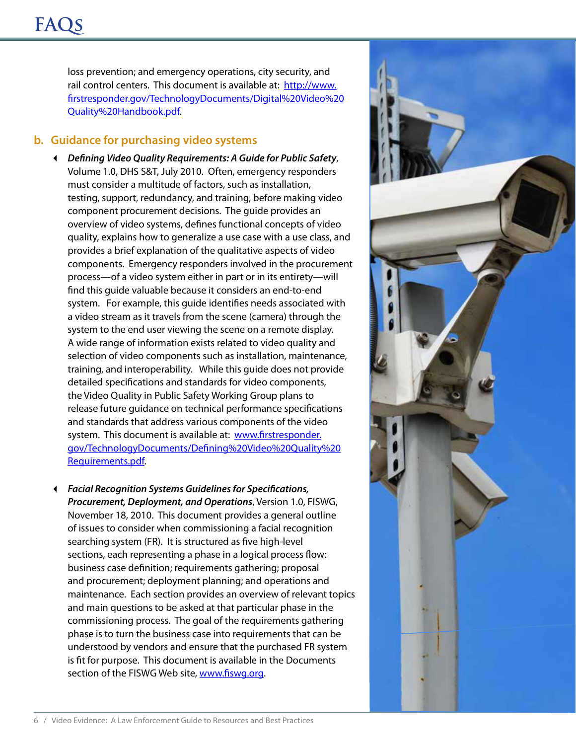loss prevention; and emergency operations, city security, and rail control centers. This document is available at: [http://www.firstresponder.gov/TechnologyDocuments/Digital%20Video%20Quality%20Handbook.pdf](http://www.firstresponder.gov/TechnologyDocuments/Digital%20Video%20Quality%20Handbook.pdf).

## b. Guidance for purchasing video systems

- ***Defining Video Quality Requirements: A Guide for Public Safety***, Volume 1.0, DHS S&T, July 2010. Often, emergency responders must consider a multitude of factors, such as installation, testing, support, redundancy, and training, before making video component procurement decisions. The guide provides an overview of video systems, defines functional concepts of video quality, explains how to generalize a use case with a use class, and provides a brief explanation of the qualitative aspects of video components. Emergency responders involved in the procurement process—of a video system either in part or in its entirety—will find this guide valuable because it considers an end-to-end system. For example, this guide identifies needs associated with a video stream as it travels from the scene (camera) through the system to the end user viewing the scene on a remote display. A wide range of information exists related to video quality and selection of video components such as installation, maintenance, training, and interoperability. While this guide does not provide detailed specifications and standards for video components, the Video Quality in Public Safety Working Group plans to release future guidance on technical performance specifications and standards that address various components of the video system. This document is available at: [www.firstresponder.gov/TechnologyDocuments/Defining%20Video%20Quality%20Requirements.pdf](www.firstresponder.gov/TechnologyDocuments/Defining%20Video%20Quality%20Requirements.pdf).

- ***Facial Recognition Systems Guidelines for Specifications, Procurement, Deployment, and Operations***, Version 1.0, FISWG, November 18, 2010. This document provides a general outline of issues to consider when commissioning a facial recognition searching system (FR). It is structured as five high-level sections, each representing a phase in a logical process flow: business case definition; requirements gathering; proposal and procurement; deployment planning; and operations and maintenance. Each section provides an overview of relevant topics and main questions to be asked at that particular phase in the commissioning process. The goal of the requirements gathering phase is to turn the business case into requirements that can be understood by vendors and ensure that the purchased FR system is fit for purpose. This document is available in the Documents section of the FISWG Web site, [www.fiswg.org](www.fiswg.org).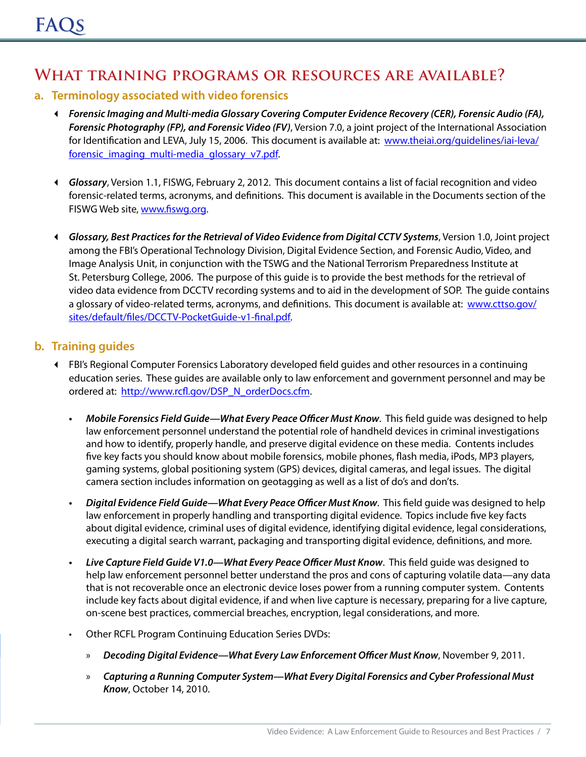## What training programs or resources are available?

### a. Terminology associated with video forensics

- ***Forensic Imaging and Multi-media Glossary Covering Computer Evidence Recovery (CER), Forensic Audio (FA), Forensic Photography (FP), and Forensic Video (FV)***, Version 7.0, a joint project of the International Association for Identification and LEVA, July 15, 2006. This document is available at: [www.theiai.org/guidelines/iai-leva/forensic_imaging_multi-media_glossary_v7.pdf](www.theiai.org/guidelines/iai-leva/forensic_imaging_multi-media_glossary_v7.pdf).

- ***Glossary***, Version 1.1, FISWG, February 2, 2012. This document contains a list of facial recognition and video forensic-related terms, acronyms, and definitions. This document is available in the Documents section of the FISWG Web site, [www.fiswg.org](www.fiswg.org).

- ***Glossary, Best Practices for the Retrieval of Video Evidence from Digital CCTV Systems***, Version 1.0, Joint project among the FBI's Operational Technology Division, Digital Evidence Section, and Forensic Audio, Video, and Image Analysis Unit, in conjunction with the TSWG and the National Terrorism Preparedness Institute at St. Petersburg College, 2006. The purpose of this guide is to provide the best methods for the retrieval of video data evidence from DCCTV recording systems and to aid in the development of SOP. The guide contains a glossary of video-related terms, acronyms, and definitions. This document is available at: [www.cttso.gov/sites/default/files/DCCTV-PocketGuide-v1-final.pdf](www.cttso.gov/sites/default/files/DCCTV-PocketGuide-v1-final.pdf).

### b. Training guides

- FBI's Regional Computer Forensics Laboratory developed field guides and other resources in a continuing education series. These guides are available only to law enforcement and government personnel and may be ordered at: [http://www.rcfl.gov/DSP_N_orderDocs.cfm](http://www.rcfl.gov/DSP_N_orderDocs.cfm).

  - ***Mobile Forensics Field Guide—What Every Peace Officer Must Know***. This field guide was designed to help law enforcement personnel understand the potential role of handheld devices in criminal investigations and how to identify, properly handle, and preserve digital evidence on these media. Contents includes five key facts you should know about mobile forensics, mobile phones, flash media, iPods, MP3 players, gaming systems, global positioning system (GPS) devices, digital cameras, and legal issues. The digital camera section includes information on geotagging as well as a list of do's and don'ts.

  - ***Digital Evidence Field Guide—What Every Peace Officer Must Know***. This field guide was designed to help law enforcement in properly handling and transporting digital evidence. Topics include five key facts about digital evidence, criminal uses of digital evidence, identifying digital evidence, legal considerations, executing a digital search warrant, packaging and transporting digital evidence, definitions, and more.

  - ***Live Capture Field Guide V1.0—What Every Peace Officer Must Know***. This field guide was designed to help law enforcement personnel better understand the pros and cons of capturing volatile data—any data that is not recoverable once an electronic device loses power from a running computer system. Contents include key facts about digital evidence, if and when live capture is necessary, preparing for a live capture, on-scene best practices, commercial breaches, encryption, legal considerations, and more.

  - Other RCFL Program Continuing Education Series DVDs:

    - ***Decoding Digital Evidence—What Every Law Enforcement Officer Must Know***, November 9, 2011.

    - ***Capturing a Running Computer System—What Every Digital Forensics and Cyber Professional Must Know***, October 14, 2010.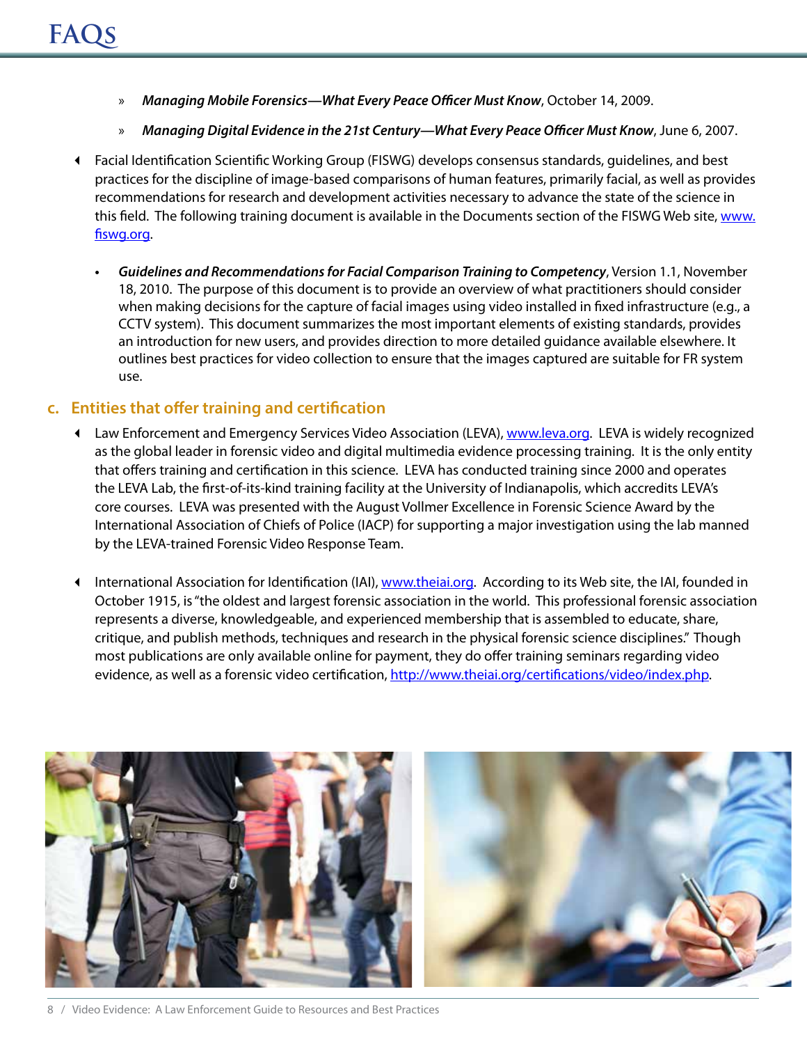- » ***Managing Mobile Forensics—What Every Peace Officer Must Know***, October 14, 2009.
- » ***Managing Digital Evidence in the 21st Century—What Every Peace Officer Must Know***, June 6, 2007.

- Facial Identification Scientific Working Group (FISWG) develops consensus standards, guidelines, and best practices for the discipline of image-based comparisons of human features, primarily facial, as well as provides recommendations for research and development activities necessary to advance the state of the science in this field. The following training document is available in the Documents section of the FISWG Web site, www.fiswg.org.

  - ***Guidelines and Recommendations for Facial Comparison Training to Competency***, Version 1.1, November 18, 2010. The purpose of this document is to provide an overview of what practitioners should consider when making decisions for the capture of facial images using video installed in fixed infrastructure (e.g., a CCTV system). This document summarizes the most important elements of existing standards, provides an introduction for new users, and provides direction to more detailed guidance available elsewhere. It outlines best practices for video collection to ensure that the images captured are suitable for FR system use.

## c. Entities that offer training and certification

- Law Enforcement and Emergency Services Video Association (LEVA), www.leva.org. LEVA is widely recognized as the global leader in forensic video and digital multimedia evidence processing training. It is the only entity that offers training and certification in this science. LEVA has conducted training since 2000 and operates the LEVA Lab, the first-of-its-kind training facility at the University of Indianapolis, which accredits LEVA's core courses. LEVA was presented with the August Vollmer Excellence in Forensic Science Award by the International Association of Chiefs of Police (IACP) for supporting a major investigation using the lab manned by the LEVA-trained Forensic Video Response Team.

- International Association for Identification (IAI), www.theiai.org. According to its Web site, the IAI, founded in October 1915, is "the oldest and largest forensic association in the world. This professional forensic association represents a diverse, knowledgeable, and experienced membership that is assembled to educate, share, critique, and publish methods, techniques and research in the physical forensic science disciplines." Though most publications are only available online for payment, they do offer training seminars regarding video evidence, as well as a forensic video certification, http://www.theiai.org/certifications/video/index.php.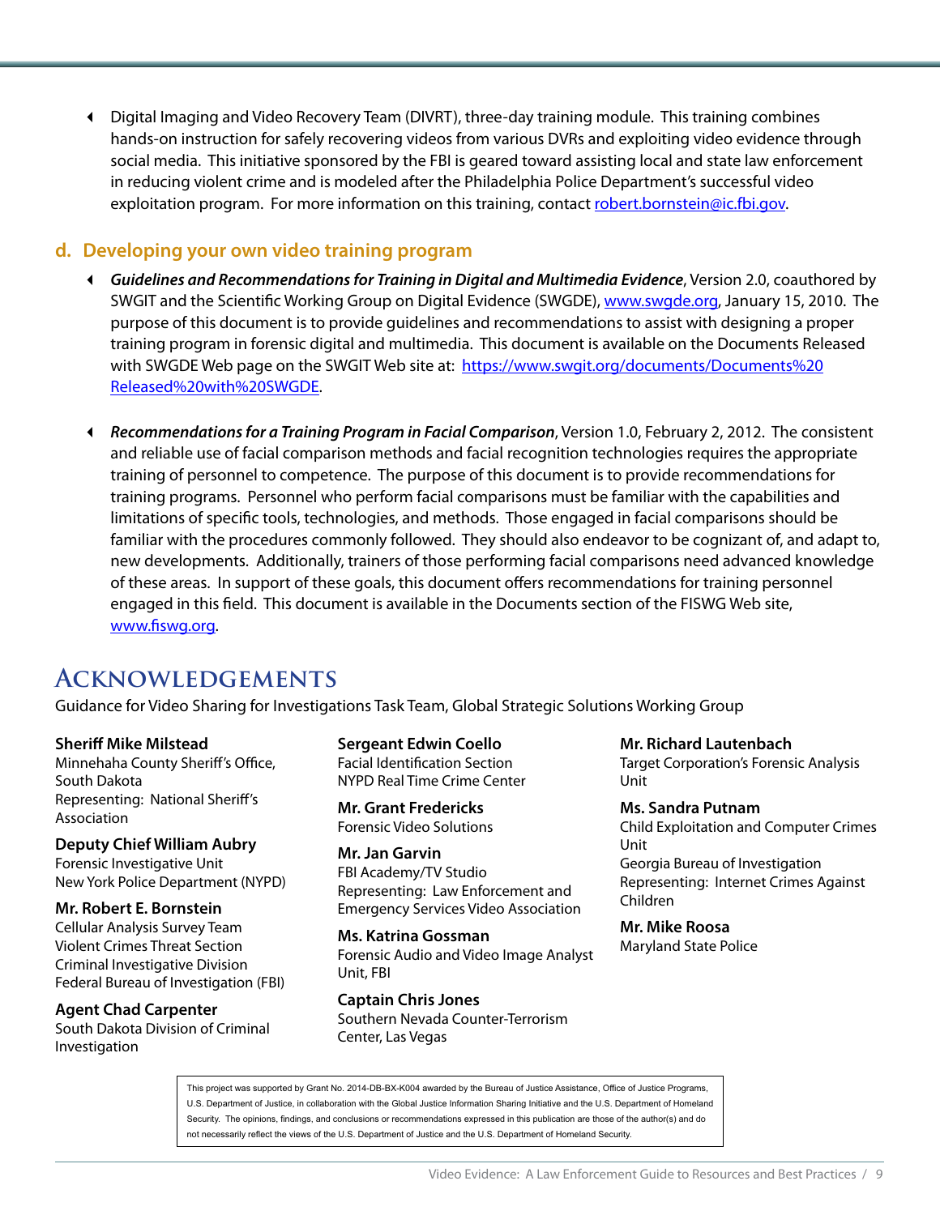- Digital Imaging and Video Recovery Team (DIVRT), three-day training module. This training combines hands-on instruction for safely recovering videos from various DVRs and exploiting video evidence through social media. This initiative sponsored by the FBI is geared toward assisting local and state law enforcement in reducing violent crime and is modeled after the Philadelphia Police Department's successful video exploitation program. For more information on this training, contact robert.bornstein@ic.fbi.gov.

### d. Developing your own video training program

- ***Guidelines and Recommendations for Training in Digital and Multimedia Evidence***, Version 2.0, coauthored by SWGIT and the Scientific Working Group on Digital Evidence (SWGDE), www.swgde.org, January 15, 2010. The purpose of this document is to provide guidelines and recommendations to assist with designing a proper training program in forensic digital and multimedia. This document is available on the Documents Released with SWGDE Web page on the SWGIT Web site at: https://www.swgit.org/documents/Documents%20Released%20with%20SWGDE.

- ***Recommendations for a Training Program in Facial Comparison***, Version 1.0, February 2, 2012. The consistent and reliable use of facial comparison methods and facial recognition technologies requires the appropriate training of personnel to competence. The purpose of this document is to provide recommendations for training programs. Personnel who perform facial comparisons must be familiar with the capabilities and limitations of specific tools, technologies, and methods. Those engaged in facial comparisons should be familiar with the procedures commonly followed. They should also endeavor to be cognizant of, and adapt to, new developments. Additionally, trainers of those performing facial comparisons need advanced knowledge of these areas. In support of these goals, this document offers recommendations for training personnel engaged in this field. This document is available in the Documents section of the FISWG Web site, www.fiswg.org.

## Acknowledgements

Guidance for Video Sharing for Investigations Task Team, Global Strategic Solutions Working Group

**Sheriff Mike Milstead**
Minnehaha County Sheriff's Office, South Dakota
Representing: National Sheriff's Association

**Deputy Chief William Aubry**
Forensic Investigative Unit
New York Police Department (NYPD)

**Mr. Robert E. Bornstein**
Cellular Analysis Survey Team
Violent Crimes Threat Section
Criminal Investigative Division
Federal Bureau of Investigation (FBI)

**Agent Chad Carpenter**
South Dakota Division of Criminal Investigation

**Sergeant Edwin Coello**
Facial Identification Section
NYPD Real Time Crime Center

**Mr. Grant Fredericks**
Forensic Video Solutions

**Mr. Jan Garvin**
FBI Academy/TV Studio
Representing: Law Enforcement and Emergency Services Video Association

**Ms. Katrina Gossman**
Forensic Audio and Video Image Analyst Unit, FBI

**Captain Chris Jones**
Southern Nevada Counter-Terrorism Center, Las Vegas

**Mr. Richard Lautenbach**
Target Corporation's Forensic Analysis Unit

**Ms. Sandra Putnam**
Child Exploitation and Computer Crimes Unit
Georgia Bureau of Investigation
Representing: Internet Crimes Against Children

**Mr. Mike Roosa**
Maryland State Police

This project was supported by Grant No. 2014-DB-BX-K004 awarded by the Bureau of Justice Assistance, Office of Justice Programs, U.S. Department of Justice, in collaboration with the Global Justice Information Sharing Initiative and the U.S. Department of Homeland Security. The opinions, findings, and conclusions or recommendations expressed in this publication are those of the author(s) and do not necessarily reflect the views of the U.S. Department of Justice and the U.S. Department of Homeland Security.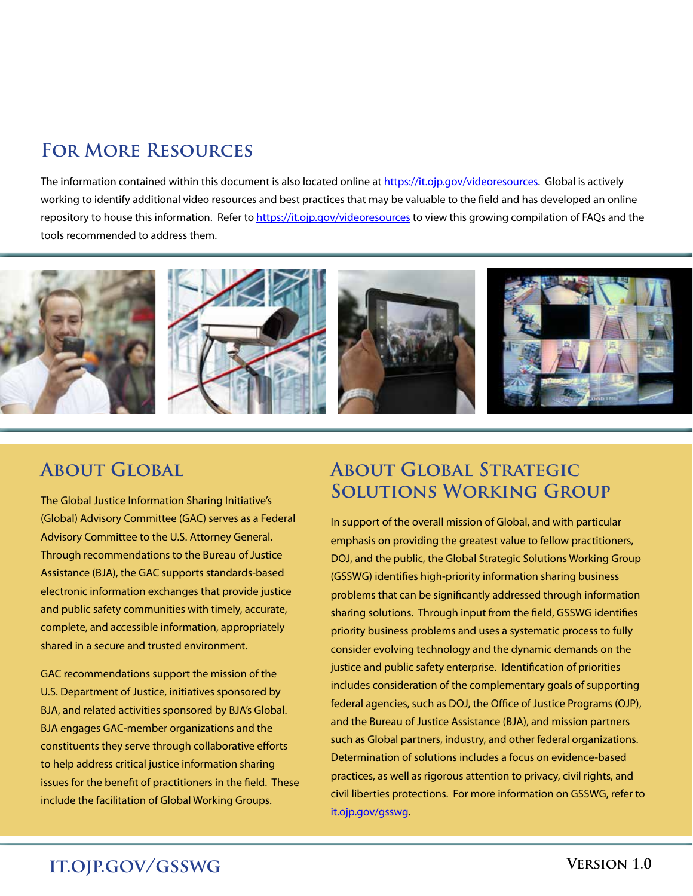## For More Resources

The information contained within this document is also located online at https://it.ojp.gov/videoresources. Global is actively working to identify additional video resources and best practices that may be valuable to the field and has developed an online repository to house this information. Refer to https://it.ojp.gov/videoresources to view this growing compilation of FAQs and the tools recommended to address them.

## About Global

The Global Justice Information Sharing Initiative's (Global) Advisory Committee (GAC) serves as a Federal Advisory Committee to the U.S. Attorney General. Through recommendations to the Bureau of Justice Assistance (BJA), the GAC supports standards-based electronic information exchanges that provide justice and public safety communities with timely, accurate, complete, and accessible information, appropriately shared in a secure and trusted environment.

GAC recommendations support the mission of the U.S. Department of Justice, initiatives sponsored by BJA, and related activities sponsored by BJA's Global. BJA engages GAC-member organizations and the constituents they serve through collaborative efforts to help address critical justice information sharing issues for the benefit of practitioners in the field. These include the facilitation of Global Working Groups.

## About Global Strategic Solutions Working Group

In support of the overall mission of Global, and with particular emphasis on providing the greatest value to fellow practitioners, DOJ, and the public, the Global Strategic Solutions Working Group (GSSWG) identifies high-priority information sharing business problems that can be significantly addressed through information sharing solutions. Through input from the field, GSSWG identifies priority business problems and uses a systematic process to fully consider evolving technology and the dynamic demands on the justice and public safety enterprise. Identification of priorities includes consideration of the complementary goals of supporting federal agencies, such as DOJ, the Office of Justice Programs (OJP), and the Bureau of Justice Assistance (BJA), and mission partners such as Global partners, industry, and other federal organizations. Determination of solutions includes a focus on evidence-based practices, as well as rigorous attention to privacy, civil rights, and civil liberties protections. For more information on GSSWG, refer to it.ojp.gov/gsswg.

IT.OJP.GOV/GSSWG

Version 1.0